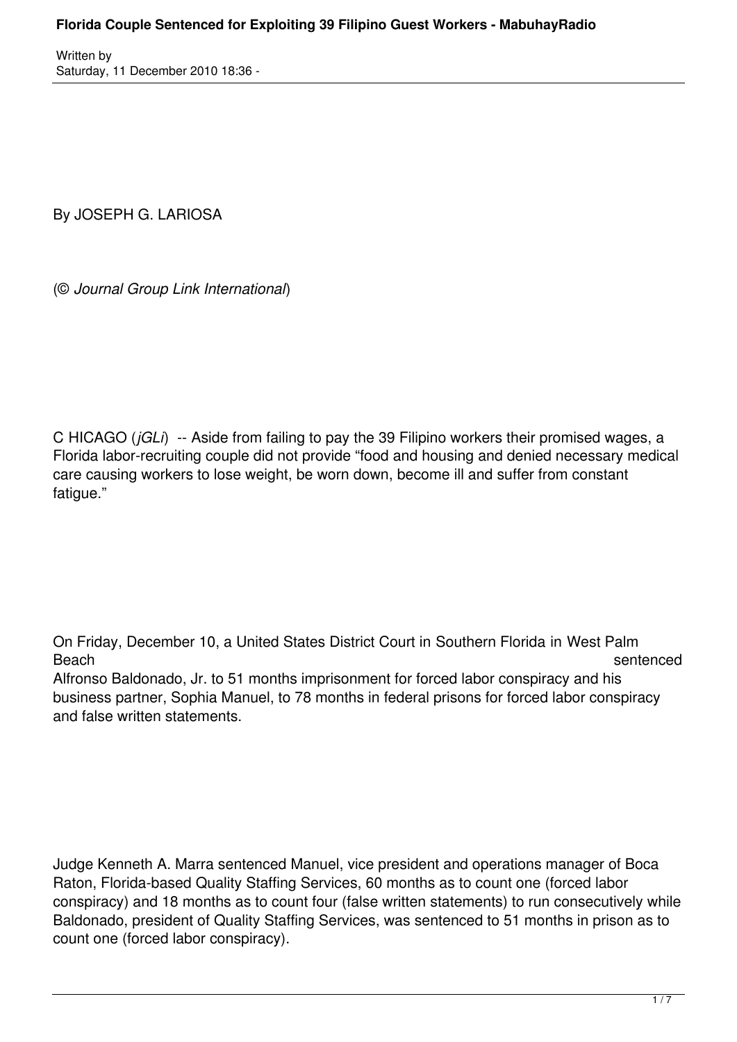By JOSEPH G. LARIOSA

(© *Journal Group Link International*)

CHICAGO (*jGLi*) -- Aside from failing to pay the 39 Filipino workers their promised wages, a Florida labor-recruiting couple did not provide "food and housing and denied necessary medical care causing workers to lose weight, be worn down, become ill and suffer from constant fatigue."

On Friday, December 10, a United States District Court in Southern Florida in West Palm Beach sentenced Alfronso Baldonado, Jr. to 51 months imprisonment for forced labor conspiracy and his business partner, Sophia Manuel, to 78 months in federal prisons for forced labor conspiracy and false written statements.

Judge Kenneth A. Marra sentenced Manuel, vice president and operations manager of Boca Raton, Florida-based Quality Staffing Services, 60 months as to count one (forced labor conspiracy) and 18 months as to count four (false written statements) to run consecutively while Baldonado, president of Quality Staffing Services, was sentenced to 51 months in prison as to count one (forced labor conspiracy).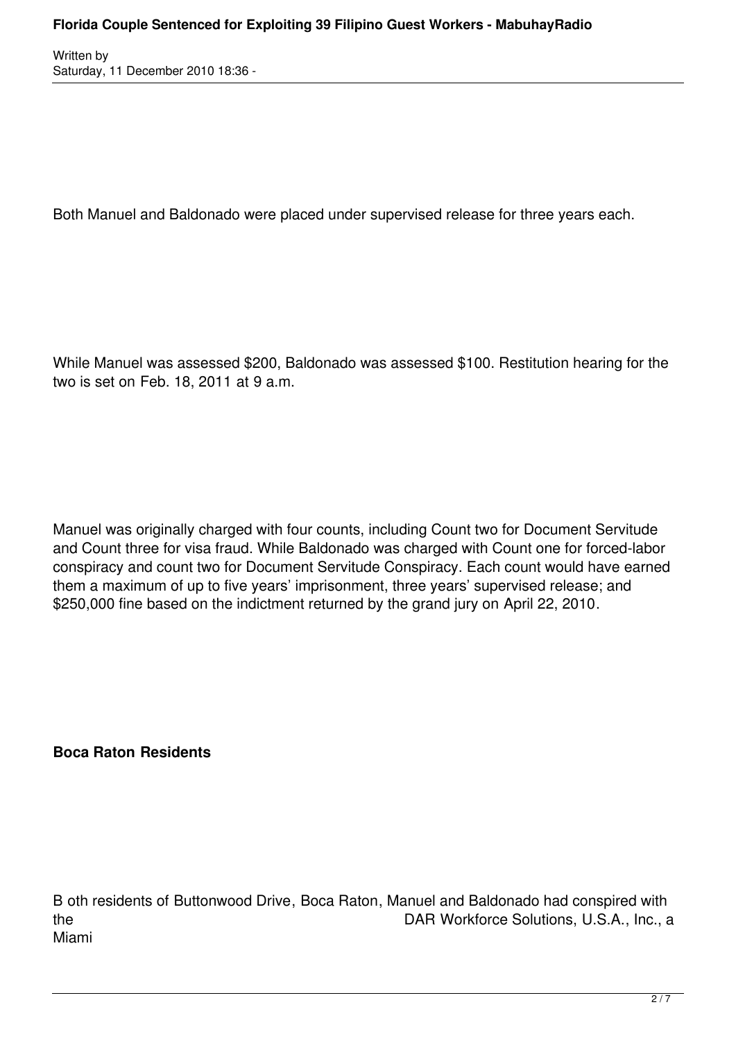Both Manuel and Baldonado were placed under supervised release for three years each.

While Manuel was assessed $200, Baldonado was assessed $100. Restitution hearing for the two is set on Feb. 18, 2011 at 9 a.m.

Manuel was originally charged with four counts, including Count two for Document Servitude and Count three for visa fraud. While Baldonado was charged with Count one for forced-labor conspiracy and count two for Document Servitude Conspiracy. Each count would have earned them a maximum of up to five years' imprisonment, three years' supervised release; and $250,000 fine based on the indictment returned by the grand jury on April 22, 2010.

**Boca Raton Residents**

B oth residents of Buttonwood Drive, Boca Raton, Manuel and Baldonado had conspired with the DAR Workforce Solutions, U.S.A., Inc., a Miami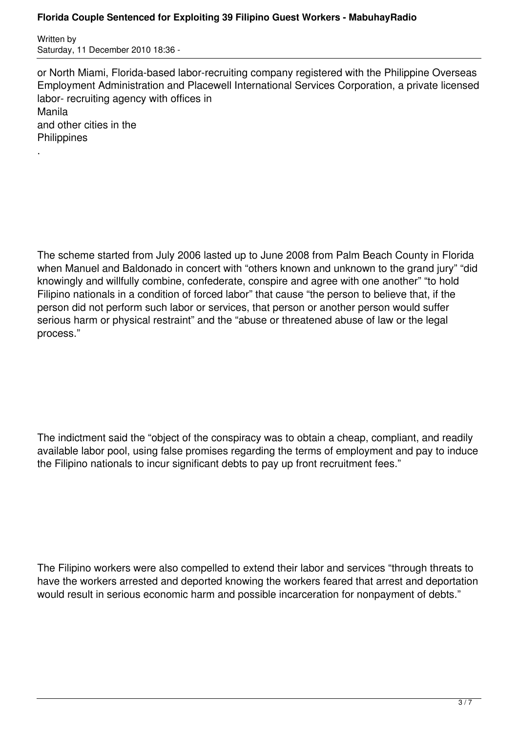or North Miami, Florida-based labor-recruiting company registered with the Philippine Overseas Employment Administration and Placewell International Services Corporation, a private licensed labor- recruiting agency with offices in Manila and other cities in the Philippines.

The scheme started from July 2006 lasted up to June 2008 from Palm Beach County in Florida when Manuel and Baldonado in concert with "others known and unknown to the grand jury" "did knowingly and willfully combine, confederate, conspire and agree with one another" "to hold Filipino nationals in a condition of forced labor" that cause "the person to believe that, if the person did not perform such labor or services, that person or another person would suffer serious harm or physical restraint" and the "abuse or threatened abuse of law or the legal process."

The indictment said the "object of the conspiracy was to obtain a cheap, compliant, and readily available labor pool, using false promises regarding the terms of employment and pay to induce the Filipino nationals to incur significant debts to pay up front recruitment fees."

The Filipino workers were also compelled to extend their labor and services "through threats to have the workers arrested and deported knowing the workers feared that arrest and deportation would result in serious economic harm and possible incarceration for nonpayment of debts."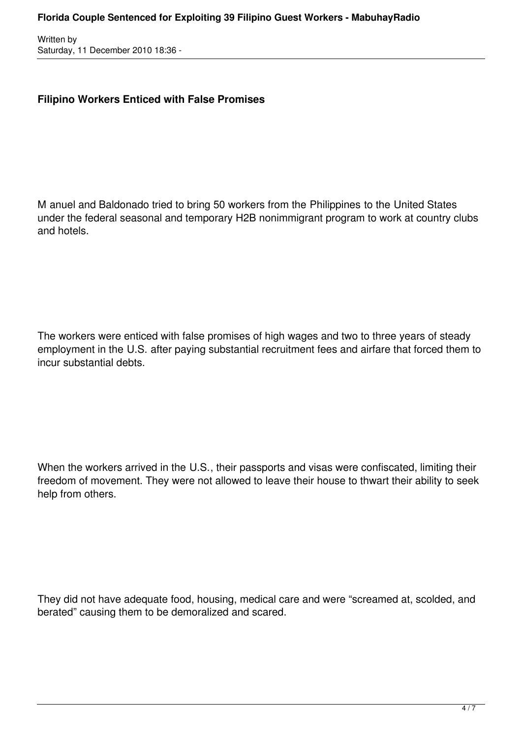**Filipino Workers Enticed with False Promises**

M anuel and Baldonado tried to bring 50 workers from the Philippines to the United States under the federal seasonal and temporary H2B nonimmigrant program to work at country clubs and hotels.

The workers were enticed with false promises of high wages and two to three years of steady employment in the U.S. after paying substantial recruitment fees and airfare that forced them to incur substantial debts.

When the workers arrived in the U.S., their passports and visas were confiscated, limiting their freedom of movement. They were not allowed to leave their house to thwart their ability to seek help from others.

They did not have adequate food, housing, medical care and were "screamed at, scolded, and berated" causing them to be demoralized and scared.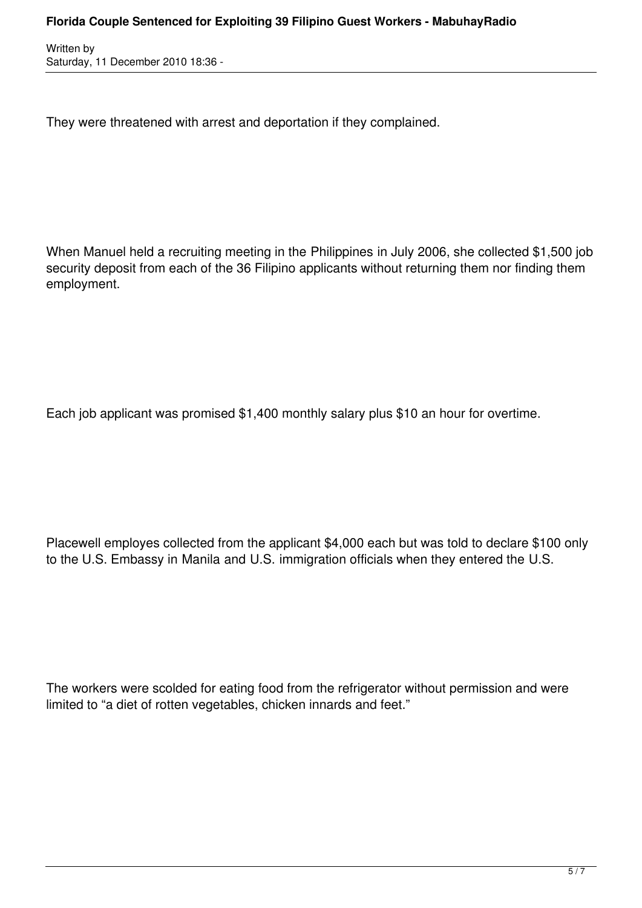They were threatened with arrest and deportation if they complained.

When Manuel held a recruiting meeting in the Philippines in July 2006, she collected $1,500 job security deposit from each of the 36 Filipino applicants without returning them nor finding them employment.

Each job applicant was promised $1,400 monthly salary plus $10 an hour for overtime.

Placewell employes collected from the applicant $4,000 each but was told to declare $100 only to the U.S. Embassy in Manila and U.S. immigration officials when they entered the U.S.

The workers were scolded for eating food from the refrigerator without permission and were limited to "a diet of rotten vegetables, chicken innards and feet."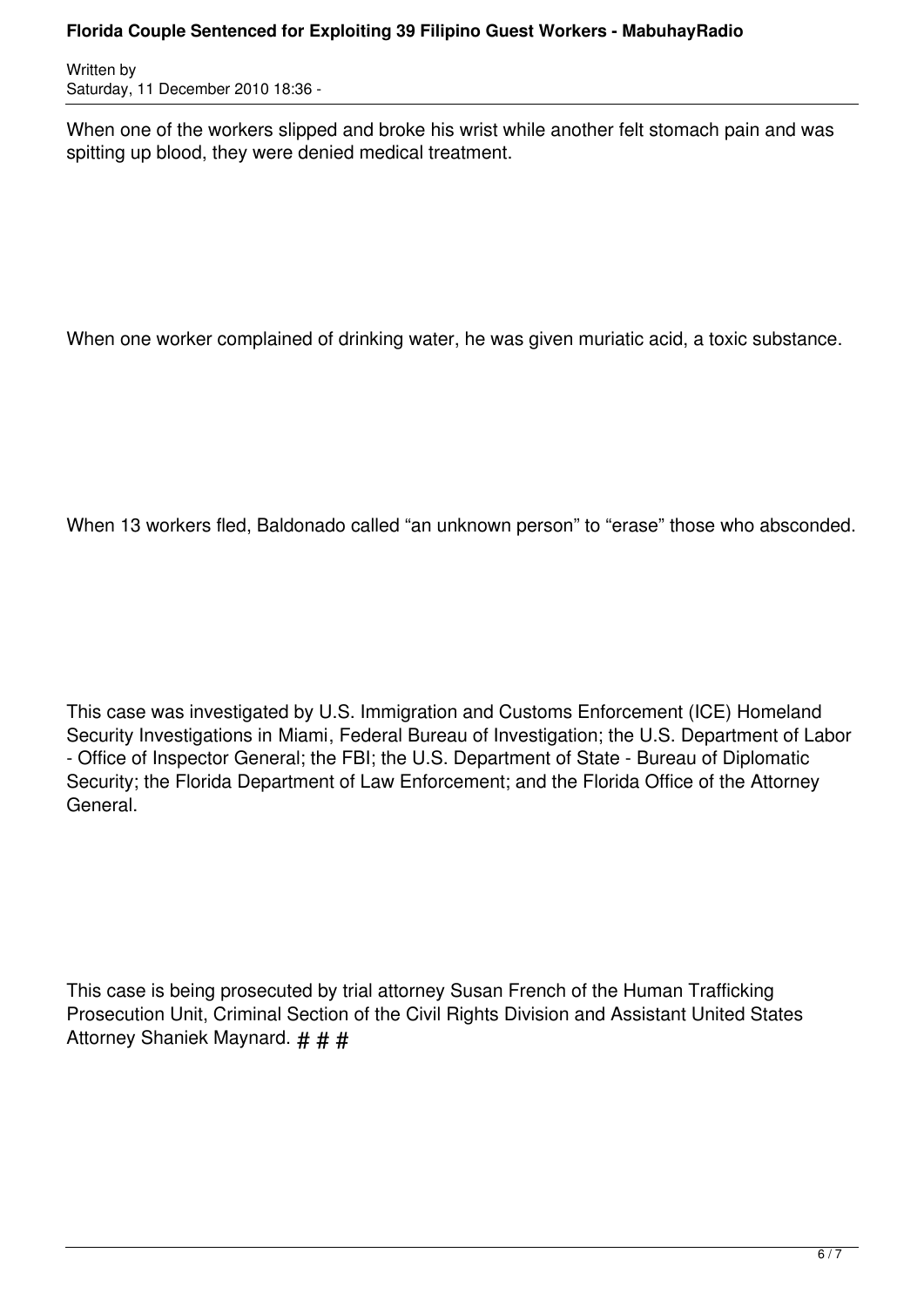When one of the workers slipped and broke his wrist while another felt stomach pain and was spitting up blood, they were denied medical treatment.

When one worker complained of drinking water, he was given muriatic acid, a toxic substance.

When 13 workers fled, Baldonado called “an unknown person” to “erase” those who absconded.

This case was investigated by U.S. Immigration and Customs Enforcement (ICE) Homeland Security Investigations in Miami, Federal Bureau of Investigation; the U.S. Department of Labor - Office of Inspector General; the FBI; the U.S. Department of State - Bureau of Diplomatic Security; the Florida Department of Law Enforcement; and the Florida Office of the Attorney General.

This case is being prosecuted by trial attorney Susan French of the Human Trafficking Prosecution Unit, Criminal Section of the Civil Rights Division and Assistant United States Attorney Shaniek Maynard. # # #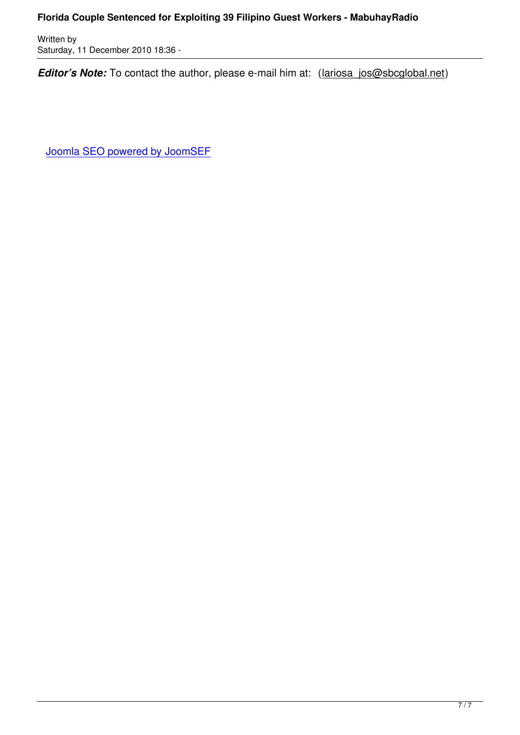***Editor's Note:*** To contact the author, please e-mail him at: (lariosa_jos@sbcglobal.net)

Joomla SEO powered by JoomSEF